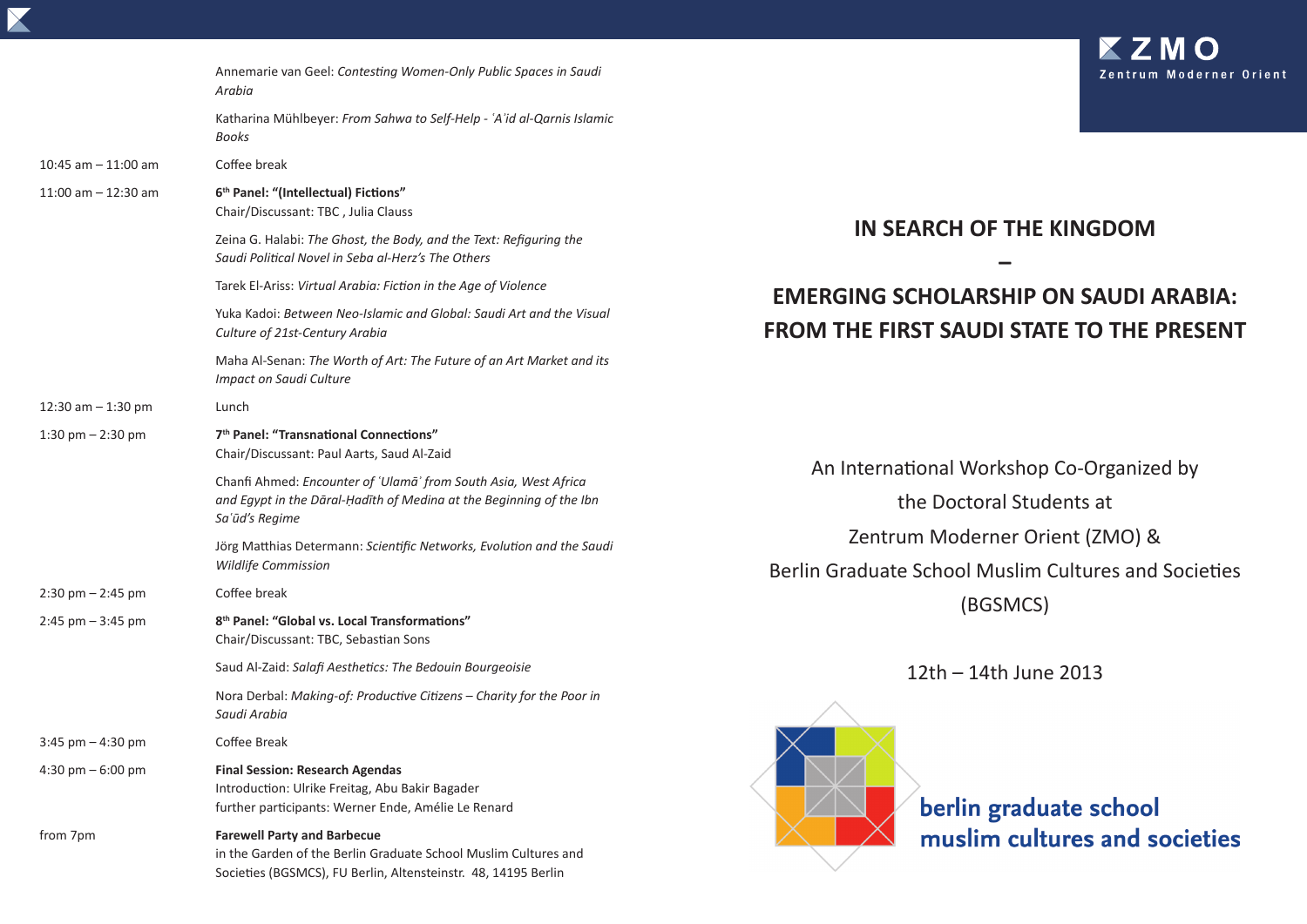| | |
|---|---|
| | Annemarie van Geel: *Contesting Women-Only Public Spaces in Saudi Arabia* |
| | Katharina Mühlbeyer: *From Sahwa to Self-Help - ʿAʾid al-Qarnis Islamic Books* |
| 10:45 am – 11:00 am | Coffee break |
| 11:00 am – 12:30 am | **6th Panel: "(Intellectual) Fictions"**<br>Chair/Discussant: TBC , Julia Clauss |
| | Zeina G. Halabi: *The Ghost, the Body, and the Text: Refiguring the Saudi Political Novel in Seba al-Herz's The Others* |
| | Tarek El-Ariss: *Virtual Arabia: Fiction in the Age of Violence* |
| | Yuka Kadoi: *Between Neo-Islamic and Global: Saudi Art and the Visual Culture of 21st-Century Arabia* |
| | Maha Al-Senan: *The Worth of Art: The Future of an Art Market and its Impact on Saudi Culture* |
| 12:30 am – 1:30 pm | Lunch |
| 1:30 pm – 2:30 pm | **7th Panel: "Transnational Connections"**<br>Chair/Discussant: Paul Aarts, Saud Al-Zaid |
| | Chanfi Ahmed: *Encounter of ʿUlamāʾ from South Asia, West Africa and Egypt in the Dāral-Ḥadīth of Medina at the Beginning of the Ibn Saʿūd's Regime* |
| | Jörg Matthias Determann: *Scientific Networks, Evolution and the Saudi Wildlife Commission* |
| 2:30 pm – 2:45 pm | Coffee break |
| 2:45 pm – 3:45 pm | **8th Panel: "Global vs. Local Transformations"**<br>Chair/Discussant: TBC, Sebastian Sons |
| | Saud Al-Zaid: *Salafi Aesthetics: The Bedouin Bourgeoisie* |
| | Nora Derbal: *Making-of: Productive Citizens – Charity for the Poor in Saudi Arabia* |
| 3:45 pm – 4:30 pm | Coffee Break |
| 4:30 pm – 6:00 pm | **Final Session: Research Agendas**<br>Introduction: Ulrike Freitag, Abu Bakir Bagader<br>further participants: Werner Ende, Amélie Le Renard |
| from 7pm | **Farewell Party and Barbecue**<br>in the Garden of the Berlin Graduate School Muslim Cultures and Societies (BGSMCS), FU Berlin, Altensteinstr. 48, 14195 Berlin |

ZMO
Zentrum Moderner Orient

# IN SEARCH OF THE KINGDOM

# –

# EMERGING SCHOLARSHIP ON SAUDI ARABIA: FROM THE FIRST SAUDI STATE TO THE PRESENT

An International Workshop Co-Organized by
the Doctoral Students at
Zentrum Moderner Orient (ZMO) &
Berlin Graduate School Muslim Cultures and Societies
(BGSMCS)

12th – 14th June 2013

berlin graduate school
muslim cultures and societies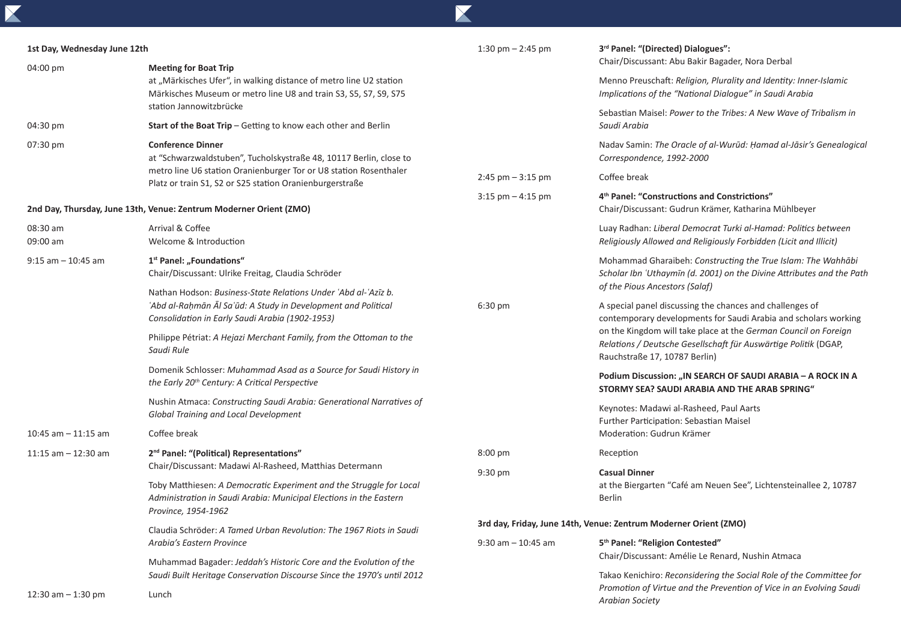**1st Day, Wednesday June 12th**

04:00 pm — **Meeting for Boat Trip**
at „Märkisches Ufer“, in walking distance of metro line U2 station Märkisches Museum or metro line U8 and train S3, S5, S7, S9, S75 station Jannowitzbrücke

04:30 pm — **Start of the Boat Trip** – Getting to know each other and Berlin

07:30 pm — **Conference Dinner**
at “Schwarzwaldstuben”, Tucholskystraße 48, 10117 Berlin, close to metro line U6 station Oranienburger Tor or U8 station Rosenthaler Platz or train S1, S2 or S25 station Oranienburgerstraße

**2nd Day, Thursday, June 13th, Venue: Zentrum Moderner Orient (ZMO)**

08:30 am — Arrival & Coffee
09:00 am — Welcome & Introduction

9:15 am – 10:45 am — **1st Panel: „Foundations“**
Chair/Discussant: Ulrike Freitag, Claudia Schröder

Nathan Hodson: *Business-State Relations Under ʿAbd al-ʿAzīz b. ʿAbd al-Raḥmān Āl Saʿūd: A Study in Development and Political Consolidation in Early Saudi Arabia (1902-1953)*

Philippe Pétriat: *A Hejazi Merchant Family, from the Ottoman to the Saudi Rule*

Domenik Schlosser: *Muhammad Asad as a Source for Saudi History in the Early 20th Century: A Critical Perspective*

Nushin Atmaca: *Constructing Saudi Arabia: Generational Narratives of Global Training and Local Development*

10:45 am – 11:15 am — Coffee break

11:15 am – 12:30 am — **2nd Panel: “(Political) Representations”**
Chair/Discussant: Madawi Al-Rasheed, Matthias Determann

Toby Matthiesen: *A Democratic Experiment and the Struggle for Local Administration in Saudi Arabia: Municipal Elections in the Eastern Province, 1954-1962*

Claudia Schröder: *A Tamed Urban Revolution: The 1967 Riots in Saudi Arabia’s Eastern Province*

Muhammad Bagader: *Jeddah’s Historic Core and the Evolution of the Saudi Built Heritage Conservation Discourse Since the 1970’s until 2012*

12:30 am – 1:30 pm — Lunch

1:30 pm – 2:45 pm — **3rd Panel: “(Directed) Dialogues”:**
Chair/Discussant: Abu Bakir Bagader, Nora Derbal

Menno Preuschaft: *Religion, Plurality and Identity: Inner-Islamic Implications of the “National Dialogue” in Saudi Arabia*

Sebastian Maisel: *Power to the Tribes: A New Wave of Tribalism in Saudi Arabia*

Nadav Samin: *The Oracle of al-Wurūd: Ḥamad al-Jāsir’s Genealogical Correspondence, 1992-2000*

2:45 pm – 3:15 pm — Coffee break

3:15 pm – 4:15 pm — **4th Panel: “Constructions and Constrictions”**
Chair/Discussant: Gudrun Krämer, Katharina Mühlbeyer

Luay Radhan: *Liberal Democrat Turki al-Hamad: Politics between Religiously Allowed and Religiously Forbidden (Licit and Illicit)*

Mohammad Gharaibeh: *Constructing the True Islam: The Wahhābi Scholar Ibn ʿUthaymīn (d. 2001) on the Divine Attributes and the Path of the Pious Ancestors (Salaf)*

6:30 pm — A special panel discussing the chances and challenges of contemporary developments for Saudi Arabia and scholars working on the Kingdom will take place at the *German Council on Foreign Relations / Deutsche Gesellschaft für Auswärtige Politik* (DGAP, Rauchstraße 17, 10787 Berlin)

**Podium Discussion: „IN SEARCH OF SAUDI ARABIA – A ROCK IN A STORMY SEA? SAUDI ARABIA AND THE ARAB SPRING“**

Keynotes: Madawi al-Rasheed, Paul Aarts
Further Participation: Sebastian Maisel
Moderation: Gudrun Krämer

8:00 pm — Reception

9:30 pm — **Casual Dinner**
at the Biergarten “Café am Neuen See”, Lichtensteinallee 2, 10787 Berlin

**3rd day, Friday, June 14th, Venue: Zentrum Moderner Orient (ZMO)**

9:30 am – 10:45 am — **5th Panel: “Religion Contested”**
Chair/Discussant: Amélie Le Renard, Nushin Atmaca

Takao Kenichiro: *Reconsidering the Social Role of the Committee for Promotion of Virtue and the Prevention of Vice in an Evolving Saudi Arabian Society*